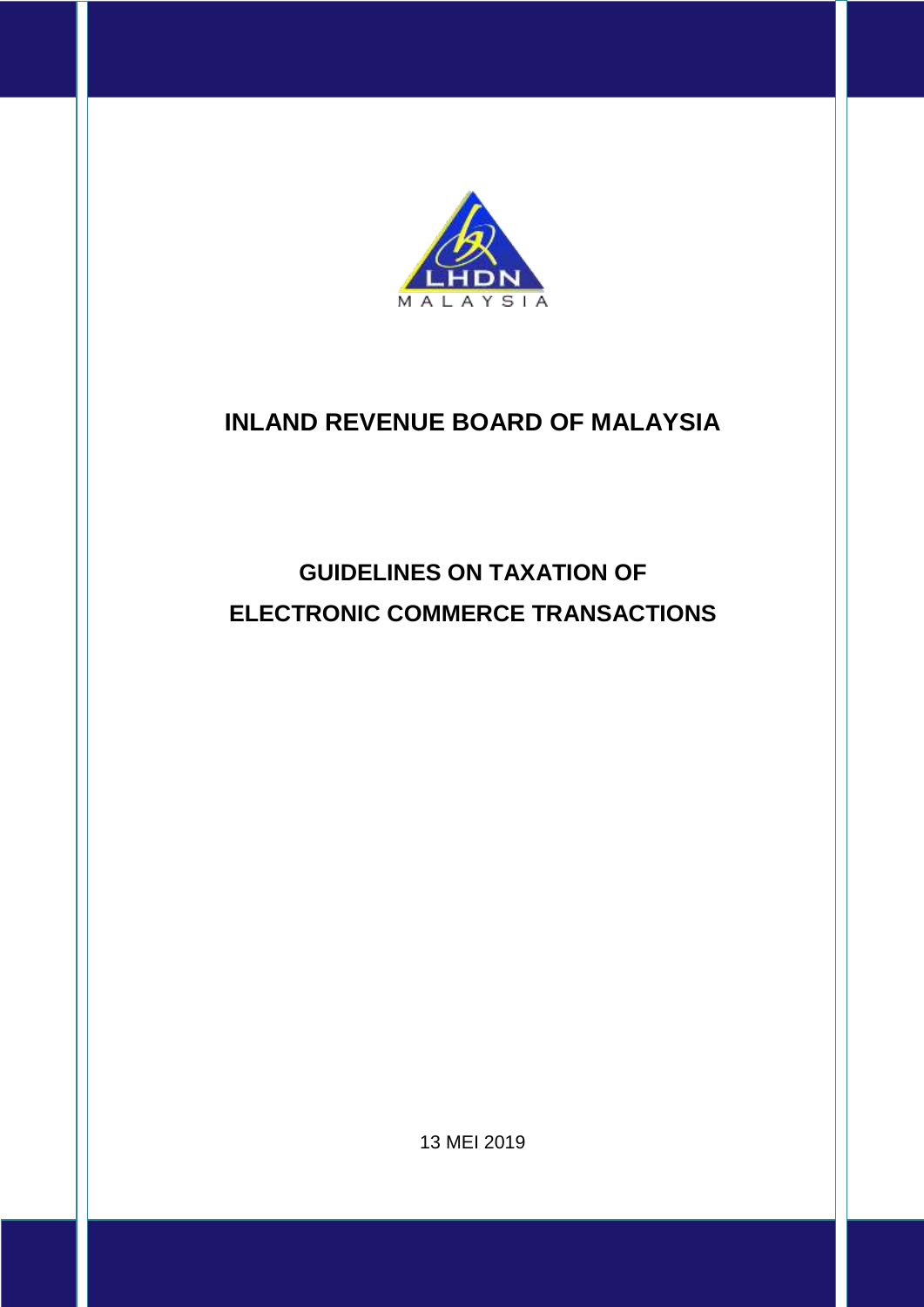# INLAND REVENUE BOARD OF MALAYSIA

## GUIDELINES ON TAXATION OF ELECTRONIC COMMERCE TRANSACTIONS

13 MEI 2019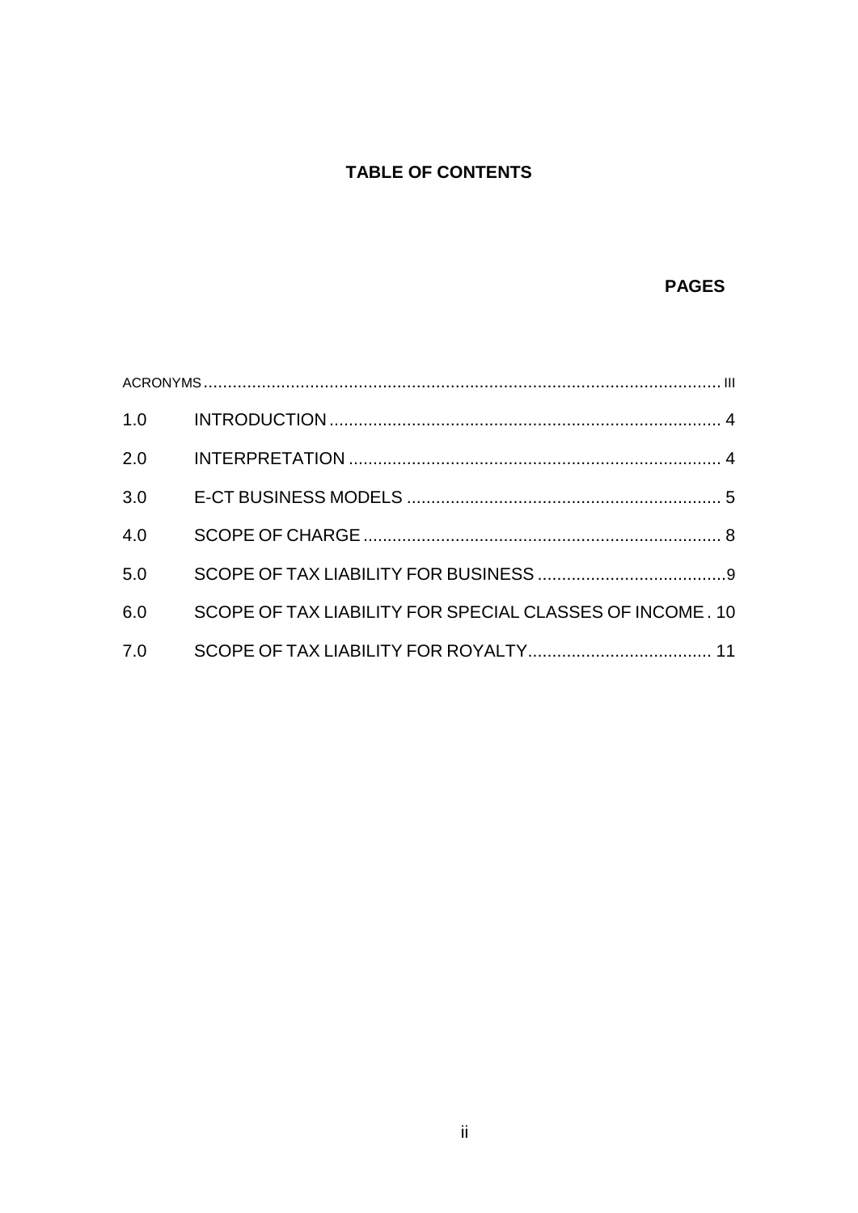# TABLE OF CONTENTS

**PAGES**

| | | |
|---|---|---|
| ACRONYMS | | III |
| 1.0 | INTRODUCTION | 4 |
| 2.0 | INTERPRETATION | 4 |
| 3.0 | E-CT BUSINESS MODELS | 5 |
| 4.0 | SCOPE OF CHARGE | 8 |
| 5.0 | SCOPE OF TAX LIABILITY FOR BUSINESS | 9 |
| 6.0 | SCOPE OF TAX LIABILITY FOR SPECIAL CLASSES OF INCOME | 10 |
| 7.0 | SCOPE OF TAX LIABILITY FOR ROYALTY | 11 |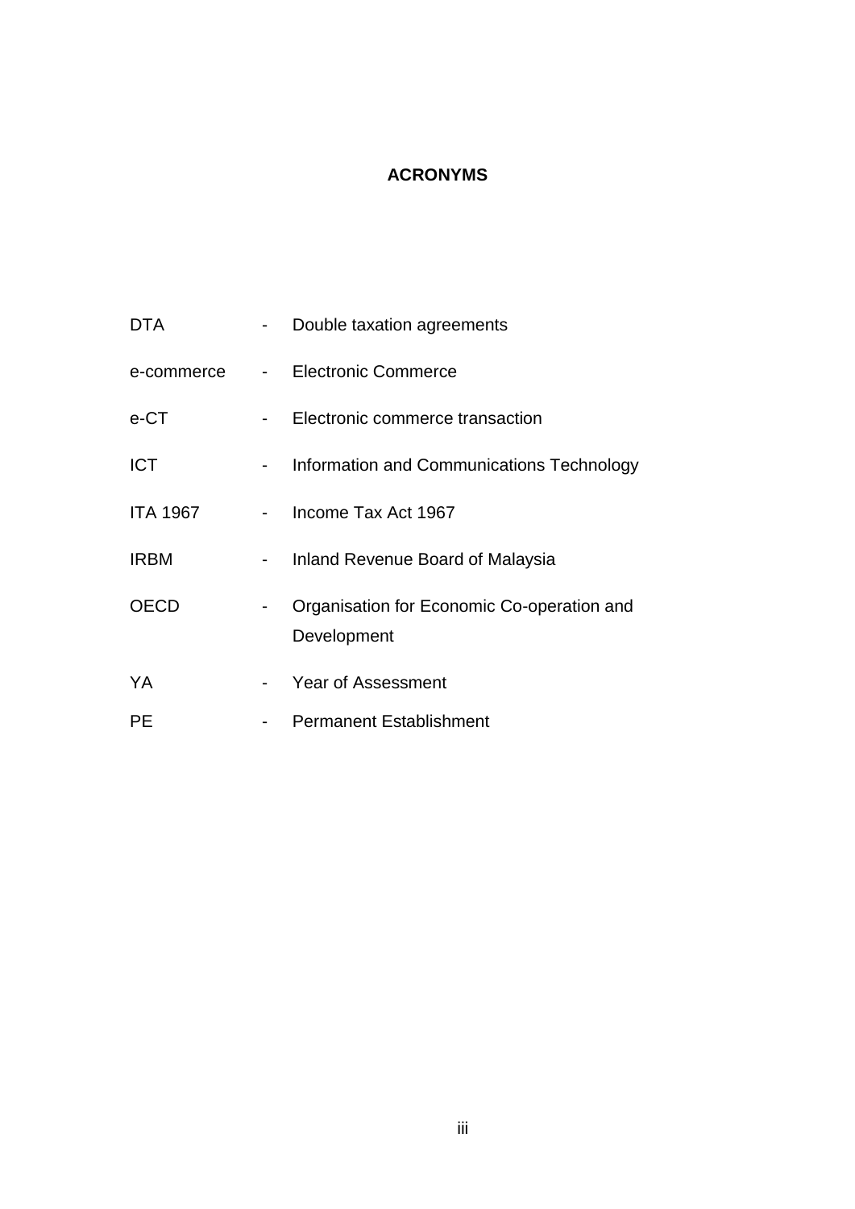## ACRONYMS

| | | |
|---|---|---|
| DTA | - | Double taxation agreements |
| e-commerce | - | Electronic Commerce |
| e-CT | - | Electronic commerce transaction |
| ICT | - | Information and Communications Technology |
| ITA 1967 | - | Income Tax Act 1967 |
| IRBM | - | Inland Revenue Board of Malaysia |
| OECD | - | Organisation for Economic Co-operation and Development |
| YA | - | Year of Assessment |
| PE | - | Permanent Establishment |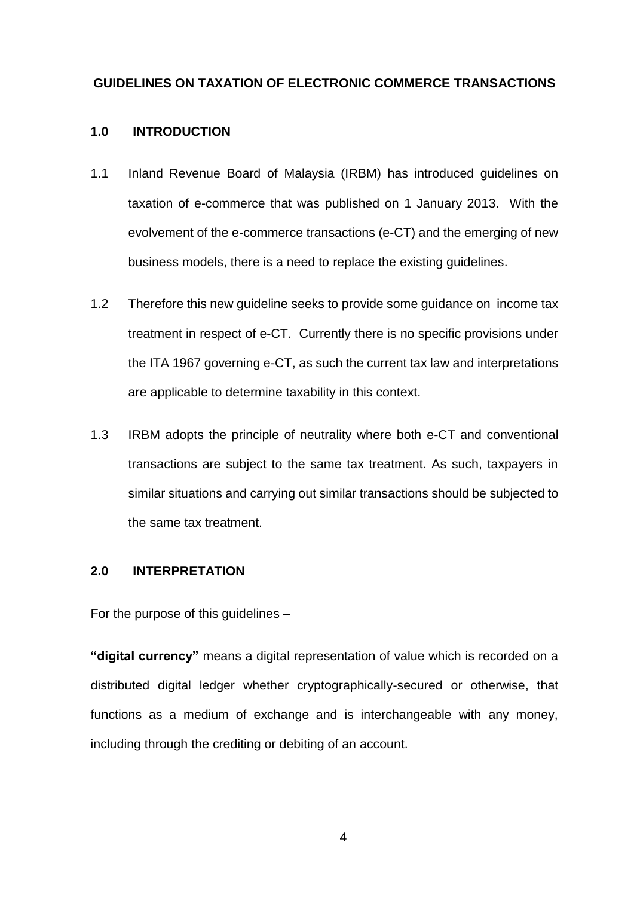# GUIDELINES ON TAXATION OF ELECTRONIC COMMERCE TRANSACTIONS

## 1.0 INTRODUCTION

1.1 Inland Revenue Board of Malaysia (IRBM) has introduced guidelines on taxation of e-commerce that was published on 1 January 2013. With the evolvement of the e-commerce transactions (e-CT) and the emerging of new business models, there is a need to replace the existing guidelines.

1.2 Therefore this new guideline seeks to provide some guidance on income tax treatment in respect of e-CT. Currently there is no specific provisions under the ITA 1967 governing e-CT, as such the current tax law and interpretations are applicable to determine taxability in this context.

1.3 IRBM adopts the principle of neutrality where both e-CT and conventional transactions are subject to the same tax treatment. As such, taxpayers in similar situations and carrying out similar transactions should be subjected to the same tax treatment.

## 2.0 INTERPRETATION

For the purpose of this guidelines –

**"digital currency"** means a digital representation of value which is recorded on a distributed digital ledger whether cryptographically-secured or otherwise, that functions as a medium of exchange and is interchangeable with any money, including through the crediting or debiting of an account.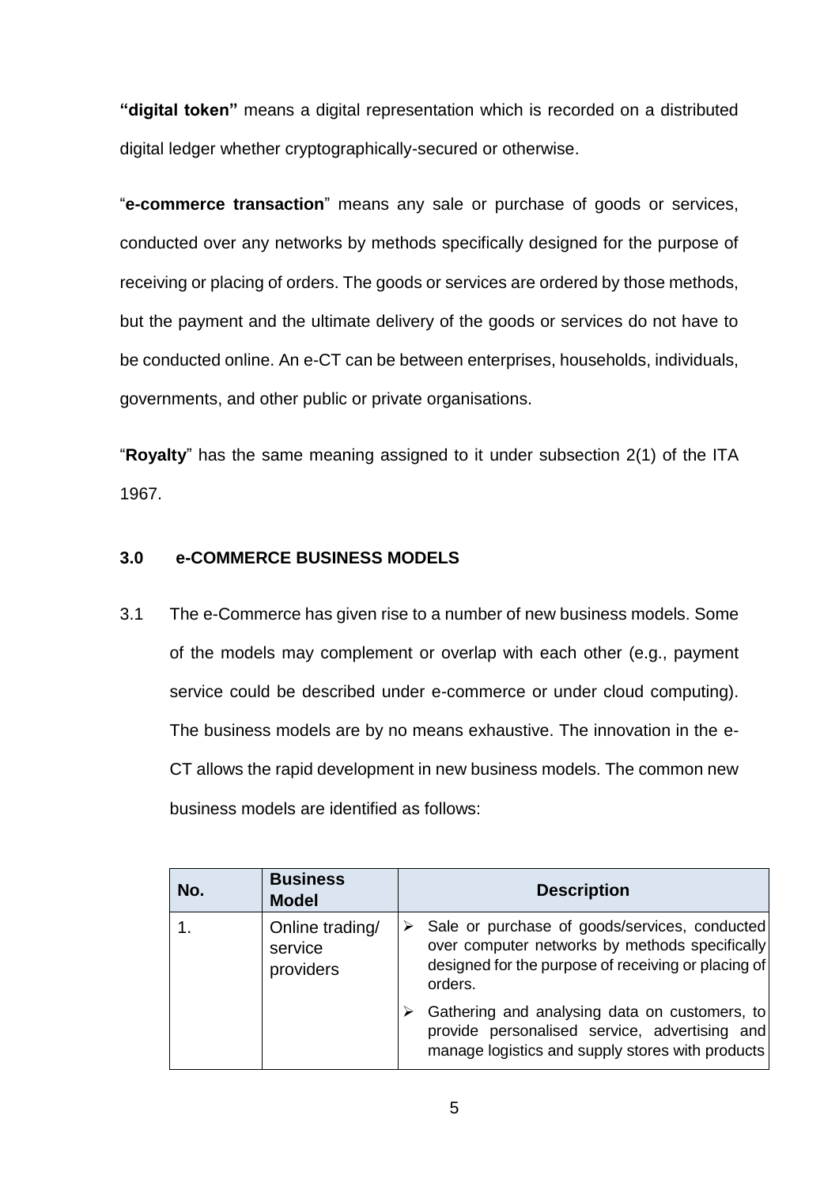**"digital token"** means a digital representation which is recorded on a distributed digital ledger whether cryptographically-secured or otherwise.

"**e-commerce transaction**" means any sale or purchase of goods or services, conducted over any networks by methods specifically designed for the purpose of receiving or placing of orders. The goods or services are ordered by those methods, but the payment and the ultimate delivery of the goods or services do not have to be conducted online. An e-CT can be between enterprises, households, individuals, governments, and other public or private organisations.

"**Royalty**" has the same meaning assigned to it under subsection 2(1) of the ITA 1967.

## 3.0 e-COMMERCE BUSINESS MODELS

3.1 The e-Commerce has given rise to a number of new business models. Some of the models may complement or overlap with each other (e.g., payment service could be described under e-commerce or under cloud computing). The business models are by no means exhaustive. The innovation in the e-CT allows the rapid development in new business models. The common new business models are identified as follows:

| No. | Business Model | Description |
|---|---|---|
| 1. | Online trading/ service providers | ➢ Sale or purchase of goods/services, conducted over computer networks by methods specifically designed for the purpose of receiving or placing of orders.<br>➢ Gathering and analysing data on customers, to provide personalised service, advertising and manage logistics and supply stores with products |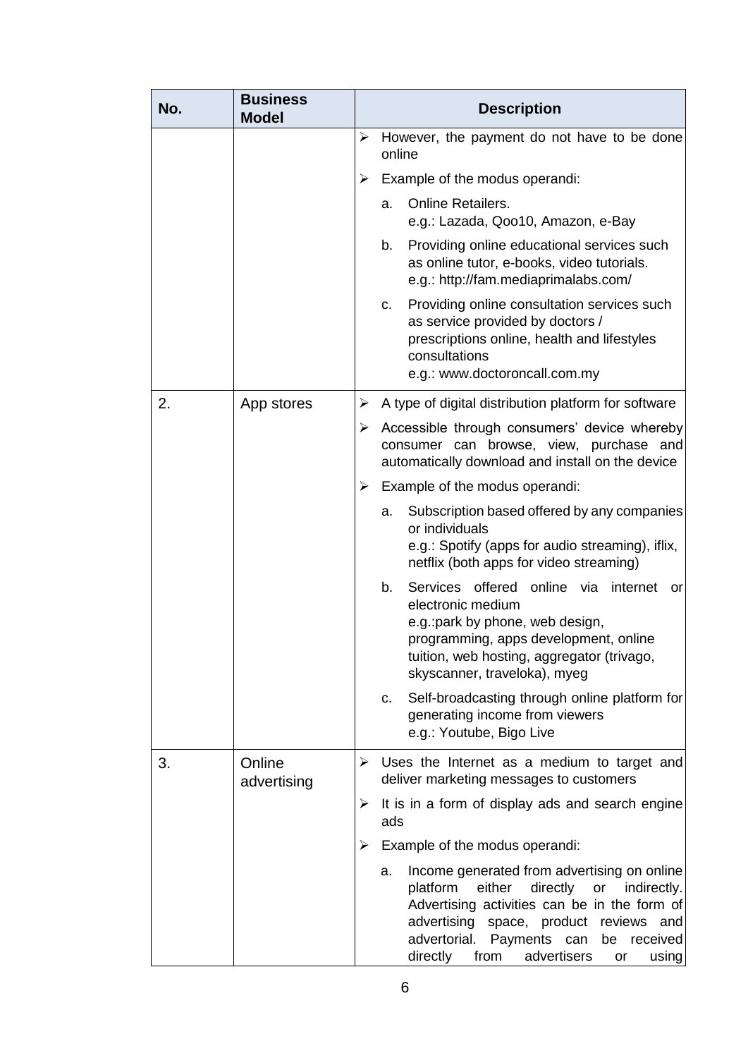| No. | Business Model | Description |
|---|---|---|
| | | ➢ However, the payment do not have to be done online<br>➢ Example of the modus operandi:<br>a. Online Retailers. e.g.: Lazada, Qoo10, Amazon, e-Bay<br>b. Providing online educational services such as online tutor, e-books, video tutorials. e.g.: http://fam.mediaprimalabs.com/<br>c. Providing online consultation services such as service provided by doctors / prescriptions online, health and lifestyles consultations e.g.: www.doctoroncall.com.my |
| 2. | App stores | ➢ A type of digital distribution platform for software<br>➢ Accessible through consumers' device whereby consumer can browse, view, purchase and automatically download and install on the device<br>➢ Example of the modus operandi:<br>a. Subscription based offered by any companies or individuals e.g.: Spotify (apps for audio streaming), iflix, netflix (both apps for video streaming)<br>b. Services offered online via internet or electronic medium e.g.:park by phone, web design, programming, apps development, online tuition, web hosting, aggregator (trivago, skyscanner, traveloka), myeg<br>c. Self-broadcasting through online platform for generating income from viewers e.g.: Youtube, Bigo Live |
| 3. | Online advertising | ➢ Uses the Internet as a medium to target and deliver marketing messages to customers<br>➢ It is in a form of display ads and search engine ads<br>➢ Example of the modus operandi:<br>a. Income generated from advertising on online platform either directly or indirectly. Advertising activities can be in the form of advertising space, product reviews and advertorial. Payments can be received directly from advertisers or using |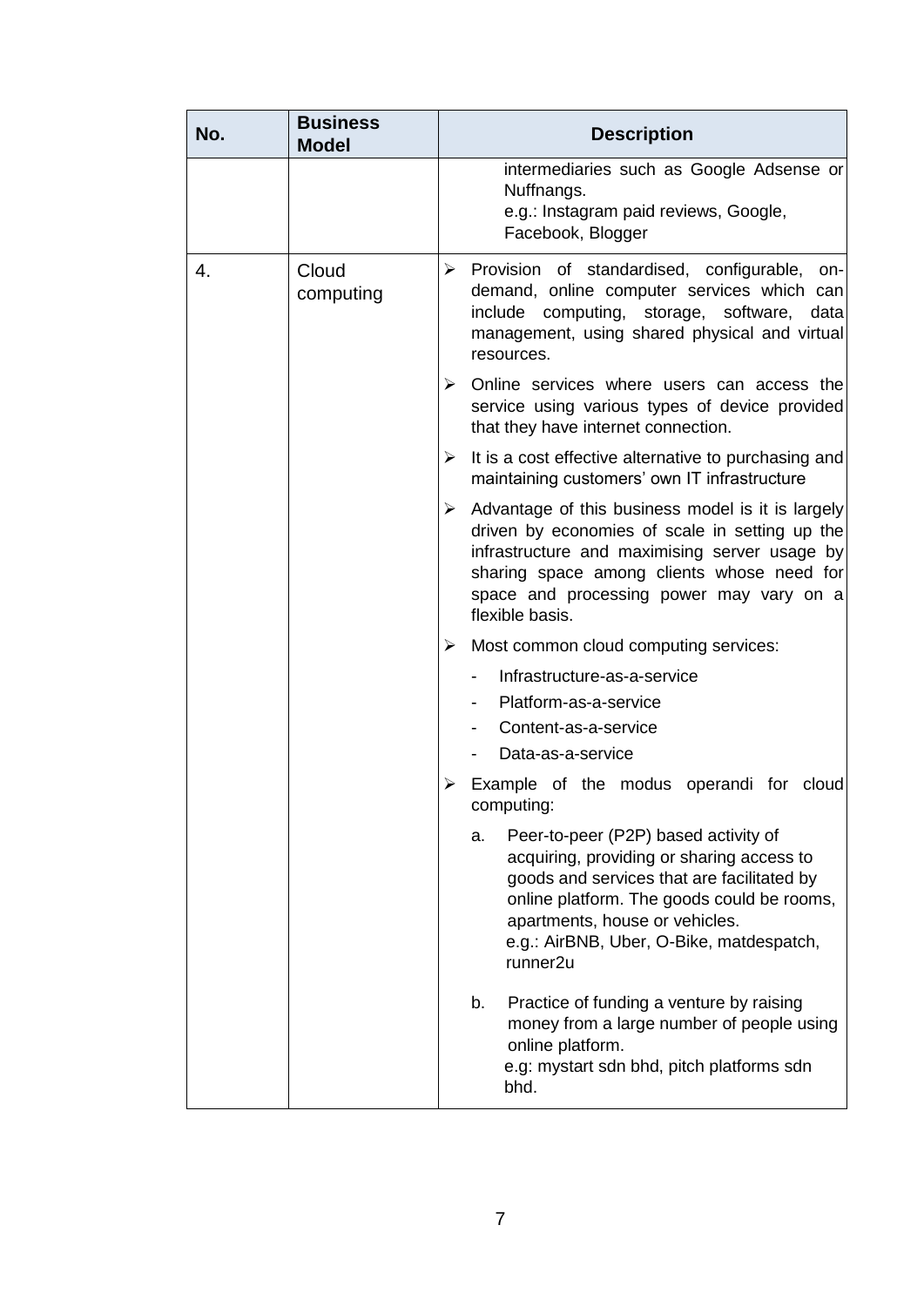| No. | Business Model | Description |
|---|---|---|
| | | intermediaries such as Google Adsense or Nuffnangs.<br>e.g.: Instagram paid reviews, Google, Facebook, Blogger |
| 4. | Cloud computing | ➢ Provision of standardised, configurable, on-demand, online computer services which can include computing, storage, software, data management, using shared physical and virtual resources.<br><br>➢ Online services where users can access the service using various types of device provided that they have internet connection.<br><br>➢ It is a cost effective alternative to purchasing and maintaining customers' own IT infrastructure<br><br>➢ Advantage of this business model is it is largely driven by economies of scale in setting up the infrastructure and maximising server usage by sharing space among clients whose need for space and processing power may vary on a flexible basis.<br><br>➢ Most common cloud computing services:<br>- Infrastructure-as-a-service<br>- Platform-as-a-service<br>- Content-as-a-service<br>- Data-as-a-service<br><br>➢ Example of the modus operandi for cloud computing:<br>a. Peer-to-peer (P2P) based activity of acquiring, providing or sharing access to goods and services that are facilitated by online platform. The goods could be rooms, apartments, house or vehicles.<br>e.g.: AirBNB, Uber, O-Bike, matdespatch, runner2u<br><br>b. Practice of funding a venture by raising money from a large number of people using online platform.<br>e.g: mystart sdn bhd, pitch platforms sdn bhd. |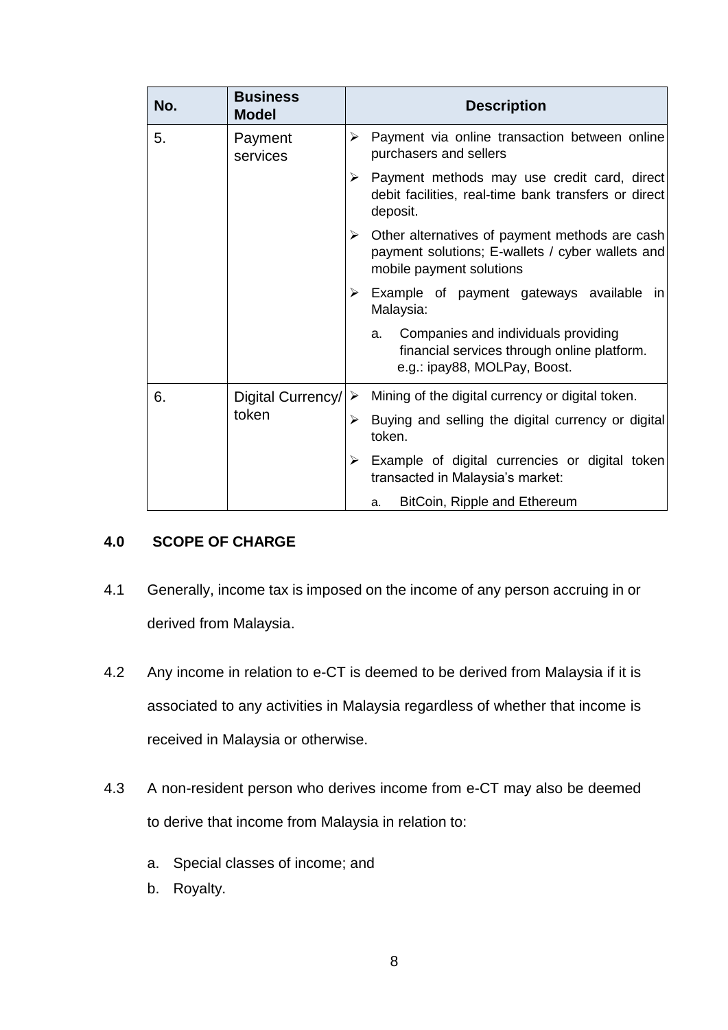| No. | Business Model | Description |
|---|---|---|
| 5. | Payment services | ➢ Payment via online transaction between online purchasers and sellers<br>➢ Payment methods may use credit card, direct debit facilities, real-time bank transfers or direct deposit.<br>➢ Other alternatives of payment methods are cash payment solutions; E-wallets / cyber wallets and mobile payment solutions<br>➢ Example of payment gateways available in Malaysia:<br>a. Companies and individuals providing financial services through online platform. e.g.: ipay88, MOLPay, Boost. |
| 6. | Digital Currency/ token | ➢ Mining of the digital currency or digital token.<br>➢ Buying and selling the digital currency or digital token.<br>➢ Example of digital currencies or digital token transacted in Malaysia's market:<br>a. BitCoin, Ripple and Ethereum |

## 4.0 SCOPE OF CHARGE

4.1 Generally, income tax is imposed on the income of any person accruing in or derived from Malaysia.

4.2 Any income in relation to e-CT is deemed to be derived from Malaysia if it is associated to any activities in Malaysia regardless of whether that income is received in Malaysia or otherwise.

4.3 A non-resident person who derives income from e-CT may also be deemed to derive that income from Malaysia in relation to:

a. Special classes of income; and
b. Royalty.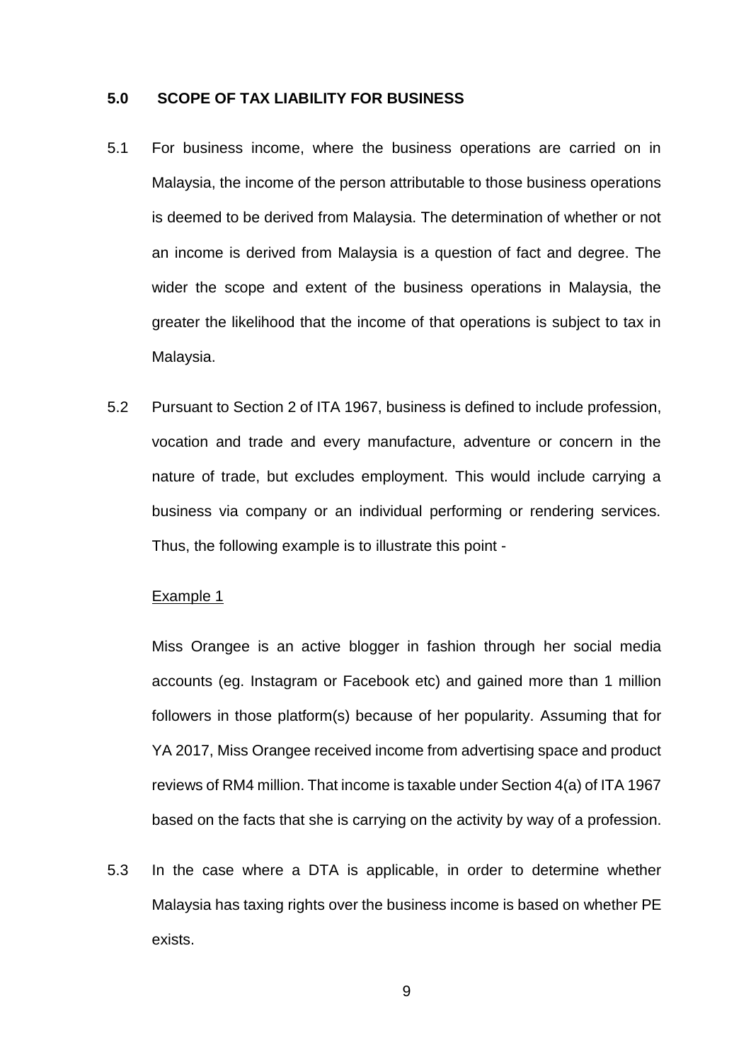## 5.0 SCOPE OF TAX LIABILITY FOR BUSINESS

5.1 For business income, where the business operations are carried on in Malaysia, the income of the person attributable to those business operations is deemed to be derived from Malaysia. The determination of whether or not an income is derived from Malaysia is a question of fact and degree. The wider the scope and extent of the business operations in Malaysia, the greater the likelihood that the income of that operations is subject to tax in Malaysia.

5.2 Pursuant to Section 2 of ITA 1967, business is defined to include profession, vocation and trade and every manufacture, adventure or concern in the nature of trade, but excludes employment. This would include carrying a business via company or an individual performing or rendering services. Thus, the following example is to illustrate this point -

<u>Example 1</u>

Miss Orangee is an active blogger in fashion through her social media accounts (eg. Instagram or Facebook etc) and gained more than 1 million followers in those platform(s) because of her popularity. Assuming that for YA 2017, Miss Orangee received income from advertising space and product reviews of RM4 million. That income is taxable under Section 4(a) of ITA 1967 based on the facts that she is carrying on the activity by way of a profession.

5.3 In the case where a DTA is applicable, in order to determine whether Malaysia has taxing rights over the business income is based on whether PE exists.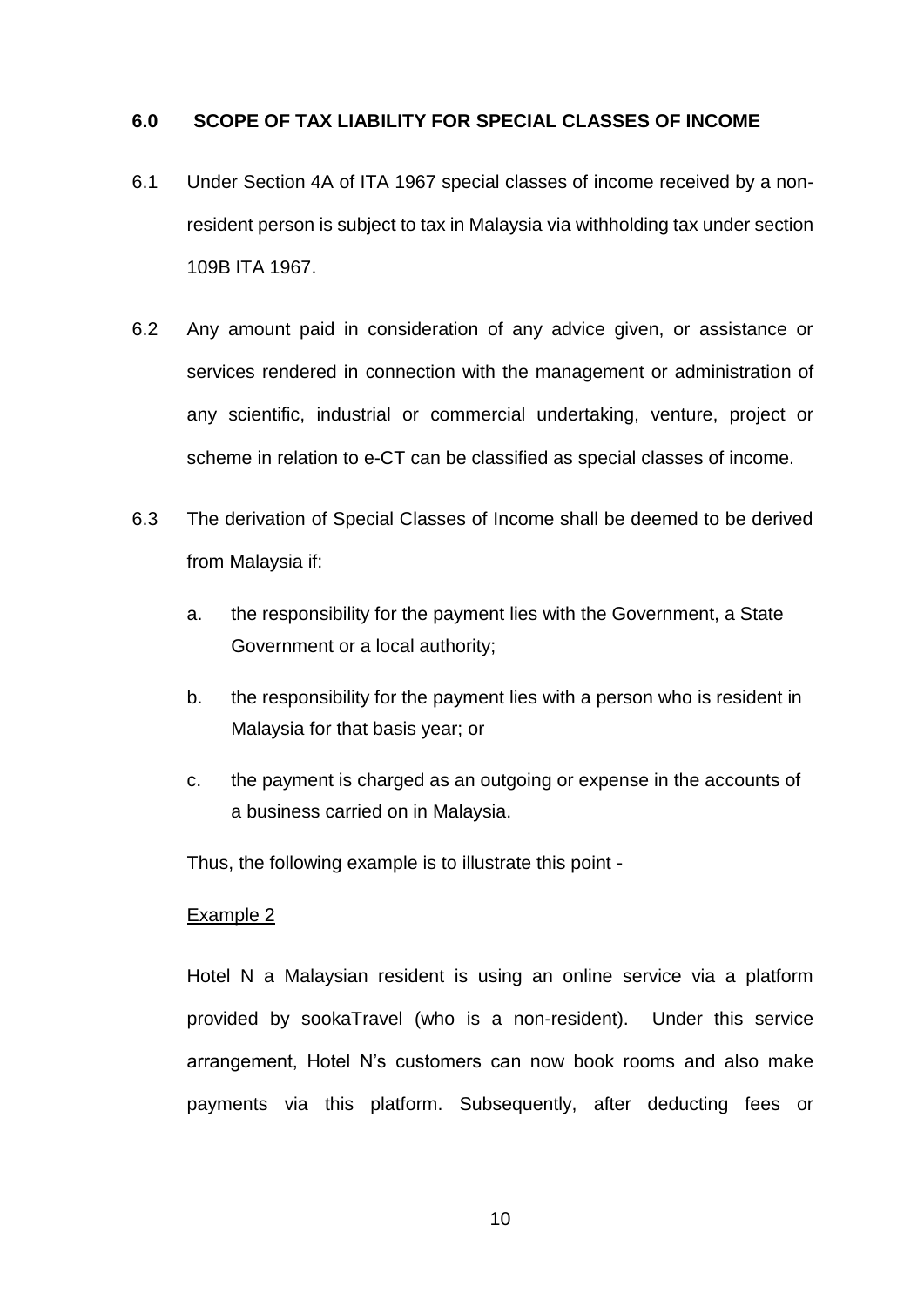## 6.0 SCOPE OF TAX LIABILITY FOR SPECIAL CLASSES OF INCOME

6.1 Under Section 4A of ITA 1967 special classes of income received by a non-resident person is subject to tax in Malaysia via withholding tax under section 109B ITA 1967.

6.2 Any amount paid in consideration of any advice given, or assistance or services rendered in connection with the management or administration of any scientific, industrial or commercial undertaking, venture, project or scheme in relation to e-CT can be classified as special classes of income.

6.3 The derivation of Special Classes of Income shall be deemed to be derived from Malaysia if:

a. the responsibility for the payment lies with the Government, a State Government or a local authority;

b. the responsibility for the payment lies with a person who is resident in Malaysia for that basis year; or

c. the payment is charged as an outgoing or expense in the accounts of a business carried on in Malaysia.

Thus, the following example is to illustrate this point -

Example 2

Hotel N a Malaysian resident is using an online service via a platform provided by sookaTravel (who is a non-resident). Under this service arrangement, Hotel N's customers can now book rooms and also make payments via this platform. Subsequently, after deducting fees or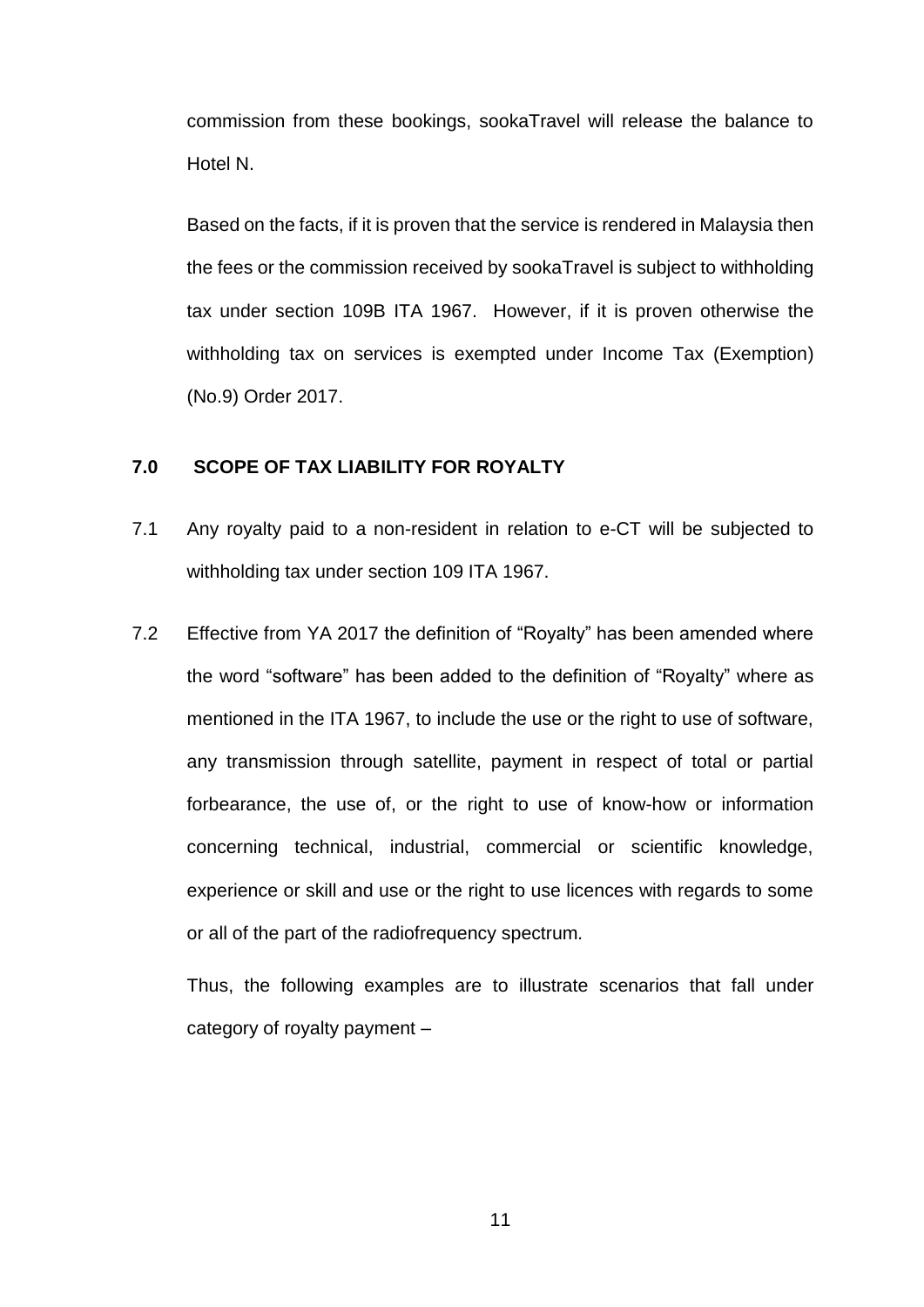commission from these bookings, sookaTravel will release the balance to Hotel N.

Based on the facts, if it is proven that the service is rendered in Malaysia then the fees or the commission received by sookaTravel is subject to withholding tax under section 109B ITA 1967. However, if it is proven otherwise the withholding tax on services is exempted under Income Tax (Exemption) (No.9) Order 2017.

## 7.0 SCOPE OF TAX LIABILITY FOR ROYALTY

7.1 Any royalty paid to a non-resident in relation to e-CT will be subjected to withholding tax under section 109 ITA 1967.

7.2 Effective from YA 2017 the definition of "Royalty" has been amended where the word "software" has been added to the definition of "Royalty" where as mentioned in the ITA 1967, to include the use or the right to use of software, any transmission through satellite, payment in respect of total or partial forbearance, the use of, or the right to use of know-how or information concerning technical, industrial, commercial or scientific knowledge, experience or skill and use or the right to use licences with regards to some or all of the part of the radiofrequency spectrum.

Thus, the following examples are to illustrate scenarios that fall under category of royalty payment –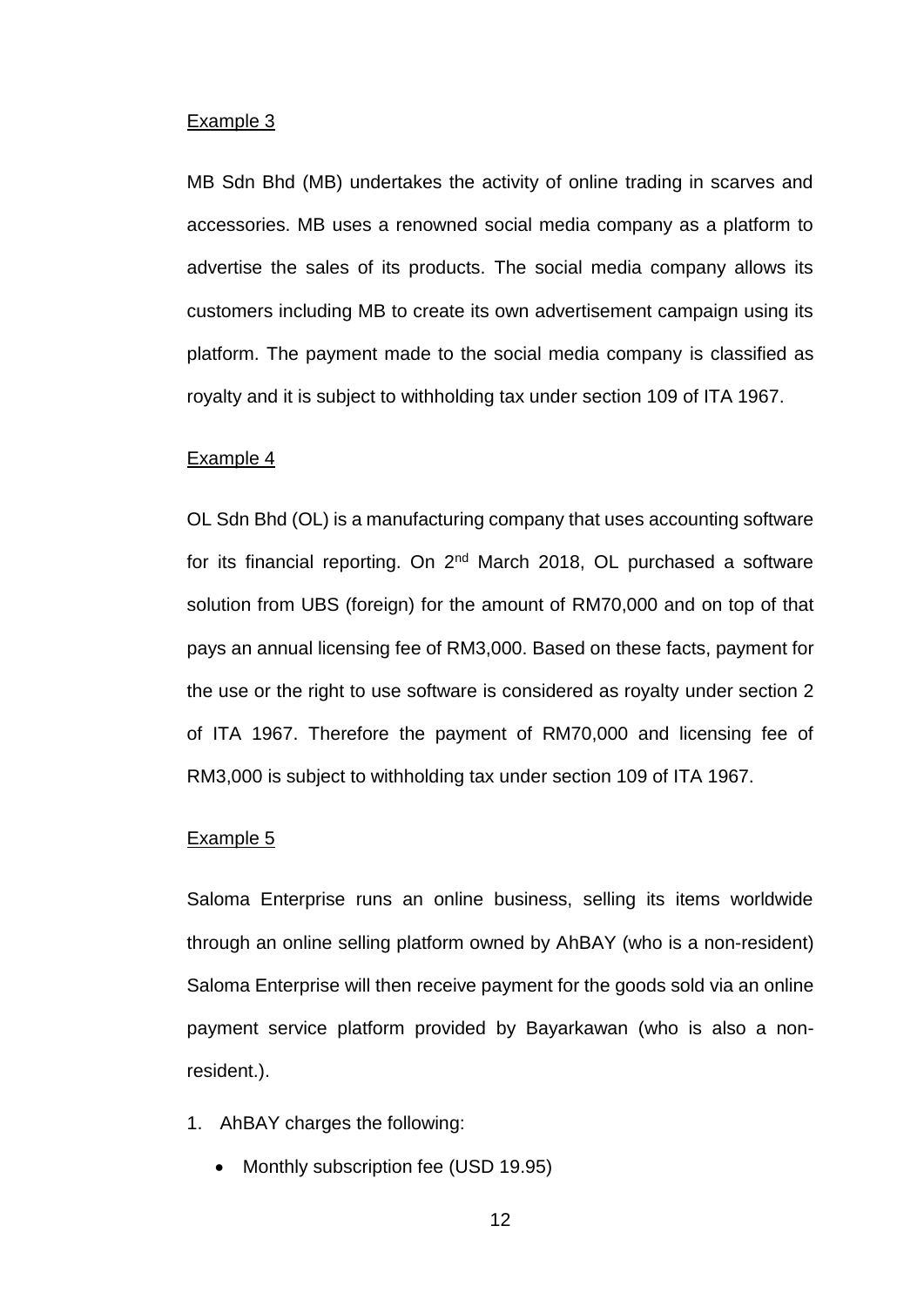Example 3

MB Sdn Bhd (MB) undertakes the activity of online trading in scarves and accessories. MB uses a renowned social media company as a platform to advertise the sales of its products. The social media company allows its customers including MB to create its own advertisement campaign using its platform. The payment made to the social media company is classified as royalty and it is subject to withholding tax under section 109 of ITA 1967.

Example 4

OL Sdn Bhd (OL) is a manufacturing company that uses accounting software for its financial reporting. On 2nd March 2018, OL purchased a software solution from UBS (foreign) for the amount of RM70,000 and on top of that pays an annual licensing fee of RM3,000. Based on these facts, payment for the use or the right to use software is considered as royalty under section 2 of ITA 1967. Therefore the payment of RM70,000 and licensing fee of RM3,000 is subject to withholding tax under section 109 of ITA 1967.

Example 5

Saloma Enterprise runs an online business, selling its items worldwide through an online selling platform owned by AhBAY (who is a non-resident) Saloma Enterprise will then receive payment for the goods sold via an online payment service platform provided by Bayarkawan (who is also a non-resident.).

1. AhBAY charges the following:
   - Monthly subscription fee (USD 19.95)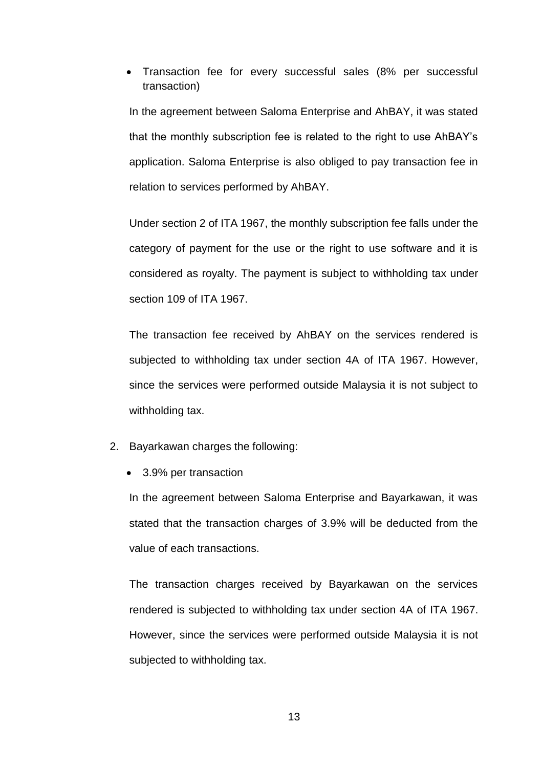- Transaction fee for every successful sales (8% per successful transaction)

In the agreement between Saloma Enterprise and AhBAY, it was stated that the monthly subscription fee is related to the right to use AhBAY's application. Saloma Enterprise is also obliged to pay transaction fee in relation to services performed by AhBAY.

Under section 2 of ITA 1967, the monthly subscription fee falls under the category of payment for the use or the right to use software and it is considered as royalty. The payment is subject to withholding tax under section 109 of ITA 1967.

The transaction fee received by AhBAY on the services rendered is subjected to withholding tax under section 4A of ITA 1967. However, since the services were performed outside Malaysia it is not subject to withholding tax.

2. Bayarkawan charges the following:

   - 3.9% per transaction

   In the agreement between Saloma Enterprise and Bayarkawan, it was stated that the transaction charges of 3.9% will be deducted from the value of each transactions.

   The transaction charges received by Bayarkawan on the services rendered is subjected to withholding tax under section 4A of ITA 1967. However, since the services were performed outside Malaysia it is not subjected to withholding tax.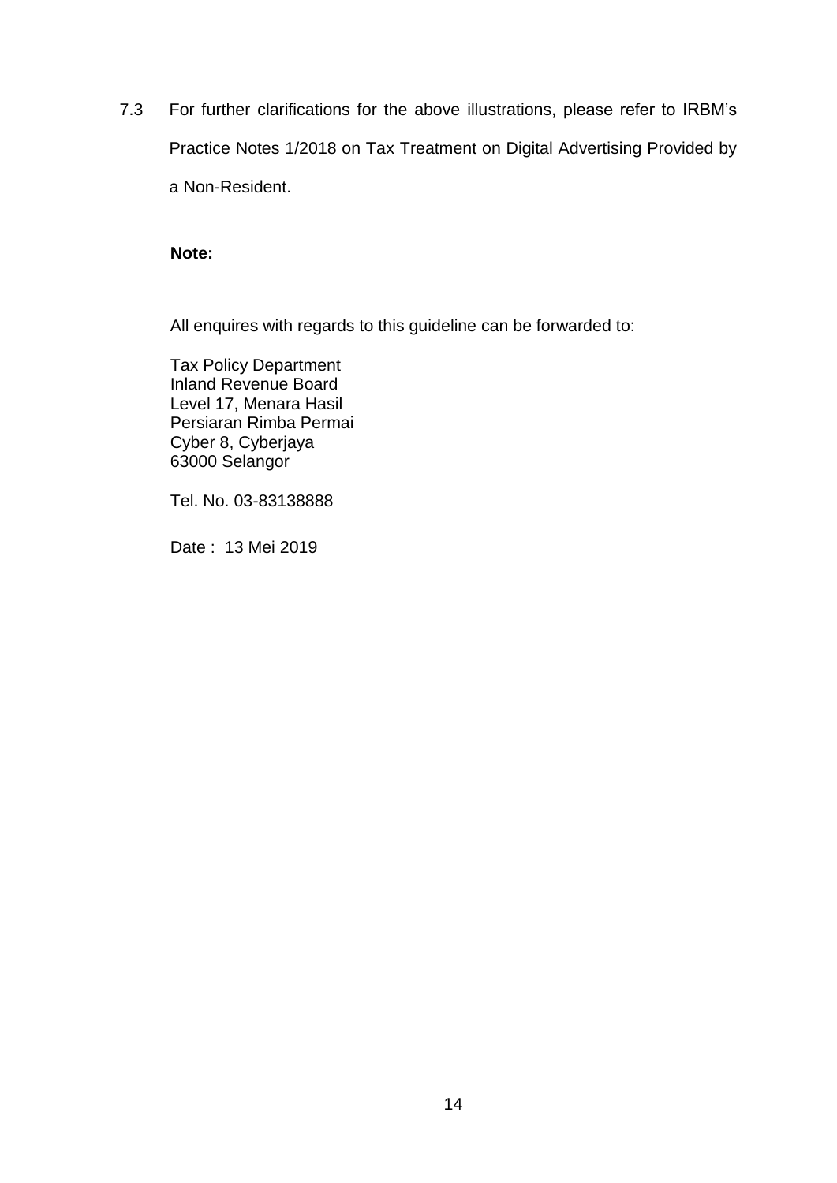7.3 For further clarifications for the above illustrations, please refer to IRBM's Practice Notes 1/2018 on Tax Treatment on Digital Advertising Provided by a Non-Resident.

**Note:**

All enquires with regards to this guideline can be forwarded to:

Tax Policy Department  
Inland Revenue Board  
Level 17, Menara Hasil  
Persiaran Rimba Permai  
Cyber 8, Cyberjaya  
63000 Selangor

Tel. No. 03-83138888

Date : 13 Mei 2019